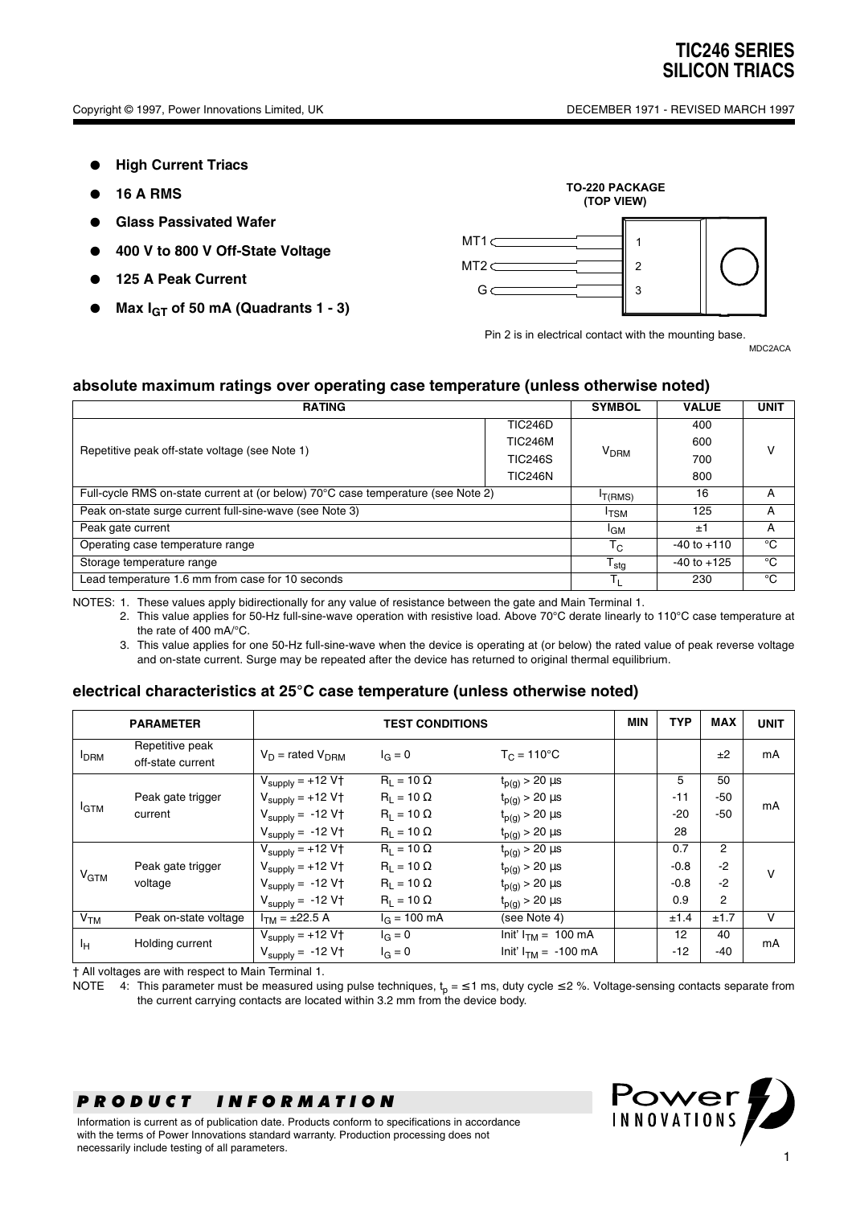# TIC246 SERIES
# SILICON TRIACS

Copyright © 1997, Power Innovations Limited, UK

DECEMBER 1971 - REVISED MARCH 1997

- **High Current Triacs**
- **16 A RMS**
- **Glass Passivated Wafer**
- **400 V to 800 V Off-State Voltage**
- **125 A Peak Current**
- **Max $I_{GT}$ of 50 mA (Quadrants 1 - 3)**

**TO-220 PACKAGE (TOP VIEW)**

MT1 — 1
MT2 — 2
G — 3

Pin 2 is in electrical contact with the mounting base.

MDC2ACA

## absolute maximum ratings over operating case temperature (unless otherwise noted)

| RATING | | SYMBOL | VALUE | UNIT |
|---|---|---|---|---|
| Repetitive peak off-state voltage (see Note 1) | TIC246D | $V_{DRM}$ | 400 | V |
| | TIC246M | | 600 | |
| | TIC246S | | 700 | |
| | TIC246N | | 800 | |
| Full-cycle RMS on-state current at (or below) 70°C case temperature (see Note 2) | | $I_{T(RMS)}$ | 16 | A |
| Peak on-state surge current full-sine-wave (see Note 3) | | $I_{TSM}$ | 125 | A |
| Peak gate current | | $I_{GM}$ | ±1 | A |
| Operating case temperature range | | $T_C$ | -40 to +110 | °C |
| Storage temperature range | | $T_{stg}$ | -40 to +125 | °C |
| Lead temperature 1.6 mm from case for 10 seconds | | $T_L$ | 230 | °C |

NOTES: 1. These values apply bidirectionally for any value of resistance between the gate and Main Terminal 1.

2. This value applies for 50-Hz full-sine-wave operation with resistive load. Above 70°C derate linearly to 110°C case temperature at the rate of 400 mA/°C.

3. This value applies for one 50-Hz full-sine-wave when the device is operating at (or below) the rated value of peak reverse voltage and on-state current. Surge may be repeated after the device has returned to original thermal equilibrium.

## electrical characteristics at 25°C case temperature (unless otherwise noted)

| PARAMETER | | TEST CONDITIONS | | | MIN | TYP | MAX | UNIT |
|---|---|---|---|---|---|---|---|---|
| $I_{DRM}$ | Repetitive peak off-state current | $V_D$ = rated $V_{DRM}$ | $I_G = 0$ | $T_C = 110°C$ | | | ±2 | mA |
| $I_{GTM}$ | Peak gate trigger current | $V_{supply}$ = +12 V† | $R_L = 10\ \Omega$ | $t_{p(g)} > 20\ \mu s$ | | 5 | 50 | mA |
| | | $V_{supply}$ = +12 V† | $R_L = 10\ \Omega$ | $t_{p(g)} > 20\ \mu s$ | | -11 | -50 | |
| | | $V_{supply}$ = -12 V† | $R_L = 10\ \Omega$ | $t_{p(g)} > 20\ \mu s$ | | -20 | -50 | |
| | | $V_{supply}$ = -12 V† | $R_L = 10\ \Omega$ | $t_{p(g)} > 20\ \mu s$ | | 28 | | |
| $V_{GTM}$ | Peak gate trigger voltage | $V_{supply}$ = +12 V† | $R_L = 10\ \Omega$ | $t_{p(g)} > 20\ \mu s$ | | 0.7 | 2 | V |
| | | $V_{supply}$ = +12 V† | $R_L = 10\ \Omega$ | $t_{p(g)} > 20\ \mu s$ | | -0.8 | -2 | |
| | | $V_{supply}$ = -12 V† | $R_L = 10\ \Omega$ | $t_{p(g)} > 20\ \mu s$ | | -0.8 | -2 | |
| | | $V_{supply}$ = -12 V† | $R_L = 10\ \Omega$ | $t_{p(g)} > 20\ \mu s$ | | 0.9 | 2 | |
| $V_{TM}$ | Peak on-state voltage | $I_{TM}$ = ±22.5 A | $I_G$ = 100 mA | (see Note 4) | | ±1.4 | ±1.7 | V |
| $I_H$ | Holding current | $V_{supply}$ = +12 V† | $I_G = 0$ | Init' $I_{TM}$ = 100 mA | | 12 | 40 | mA |
| | | $V_{supply}$ = -12 V† | $I_G = 0$ | Init' $I_{TM}$ = -100 mA | | -12 | -40 | |

† All voltages are with respect to Main Terminal 1.

NOTE 4: This parameter must be measured using pulse techniques, $t_p$ = ≤1 ms, duty cycle ≤2 %. Voltage-sensing contacts separate from the current carrying contacts are located within 3.2 mm from the device body.

***PRODUCT INFORMATION***

Information is current as of publication date. Products conform to specifications in accordance with the terms of Power Innovations standard warranty. Production processing does not necessarily include testing of all parameters.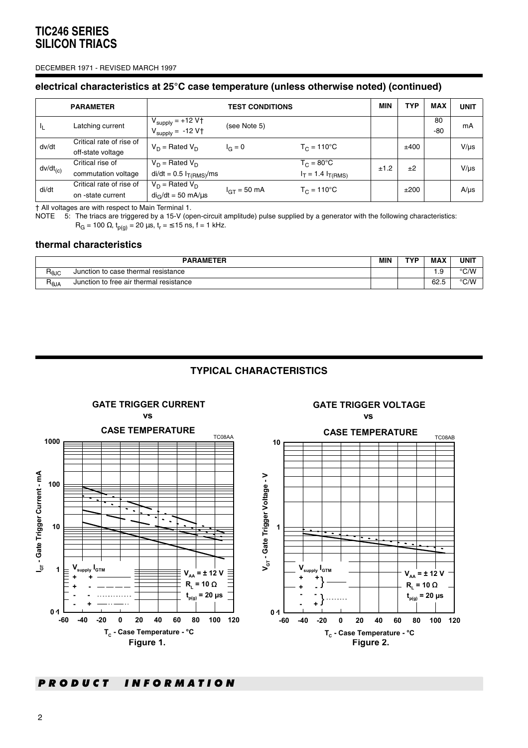# TIC246 SERIES SILICON TRIACS

DECEMBER 1971 - REVISED MARCH 1997

## electrical characteristics at 25°C case temperature (unless otherwise noted) (continued)

| PARAMETER | | TEST CONDITIONS | | | MIN | TYP | MAX | UNIT |
|---|---|---|---|---|---|---|---|---|
| $I_L$ | Latching current | $V_{supply}$ = +12 V†<br>$V_{supply}$ = -12 V† | (see Note 5) | | | | 80<br>-80 | mA |
| dv/dt | Critical rate of rise of off-state voltage | $V_D$ = Rated $V_D$ | $I_G$ = 0 | $T_C$ = 110°C | | ±400 | | V/µs |
| $dv/dt_{(c)}$ | Critical rise of commutation voltage | $V_D$ = Rated $V_D$<br>di/dt = 0.5 $I_{T(RMS)}$/ms | | $T_C$ = 80°C<br>$I_T$ = 1.4 $I_{T(RMS)}$ | ±1.2 | ±2 | | V/µs |
| di/dt | Critical rate of rise of on-state current | $V_D$ = Rated $V_D$<br>$di_G/dt$ = 50 mA/µs | $I_{GT}$ = 50 mA | $T_C$ = 110°C | | ±200 | | A/µs |

† All voltages are with respect to Main Terminal 1.

NOTE 5: The triacs are triggered by a 15-V (open-circuit amplitude) pulse supplied by a generator with the following characteristics: $R_G$ = 100 Ω, $t_{p(g)}$ = 20 µs, $t_r$ = ≤15 ns, f = 1 kHz.

## thermal characteristics

| PARAMETER | | MIN | TYP | MAX | UNIT |
|---|---|---|---|---|---|
| $R_{\theta JC}$ | Junction to case thermal resistance | | | 1.9 | °C/W |
| $R_{\theta JA}$ | Junction to free air thermal resistance | | | 62.5 | °C/W |

## TYPICAL CHARACTERISTICS

### GATE TRIGGER CURRENT vs CASE TEMPERATURE

TC08AA

$I_{GT}$ - Gate Trigger Current - mA (0·1 to 1000); $T_C$ - Case Temperature - °C (-60 to 120)

$V_{supply}$ $I_{GTM}$: + +; + -; - -; - +

$V_{AA}$ = ± 12 V, $R_L$ = 10 Ω, $t_{p(g)}$ = 20 µs

Figure 1.

### GATE TRIGGER VOLTAGE vs CASE TEMPERATURE

TC08AB

$V_{GT}$ - Gate Trigger Voltage - V (0·1 to 10); $T_C$ - Case Temperature - °C (-60 to 120)

$V_{supply}$ $I_{GTM}$: + +, + -; - -, - +

$V_{AA}$ = ± 12 V, $R_L$ = 10 Ω, $t_{p(g)}$ = 20 µs

Figure 2.

***PRODUCT INFORMATION***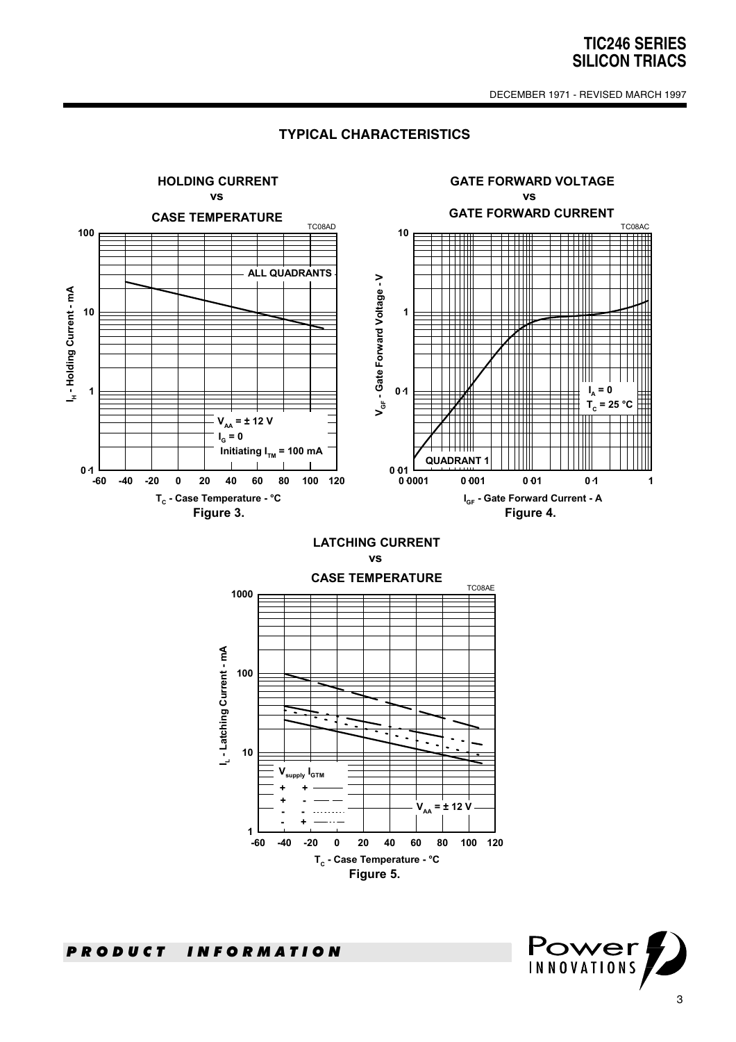## TYPICAL CHARACTERISTICS

**HOLDING CURRENT vs CASE TEMPERATURE**

TC08AD

ALL QUADRANTS

$V_{AA}$ = ± 12 V
$I_G$ = 0
Initiating $I_{TM}$ = 100 mA

$I_H$ - Holding Current - mA

$T_C$ - Case Temperature - °C

**Figure 3.**

**GATE FORWARD VOLTAGE vs GATE FORWARD CURRENT**

TC08AC

$I_A$ = 0
$T_C$ = 25 °C

QUADRANT 1

$V_{GF}$ - Gate Forward Voltage - V

$I_{GF}$ - Gate Forward Current - A

**Figure 4.**

**LATCHING CURRENT vs CASE TEMPERATURE**

TC08AE

| $V_{supply}$ | $I_{GTM}$ | |
|---|---|---|
| + | + | ——— |
| + | - | — — |
| - | - | ......... |
| - | + | —·· — |

$V_{AA}$ = ± 12 V

$I_L$ - Latching Current - mA

$T_C$ - Case Temperature - °C

**Figure 5.**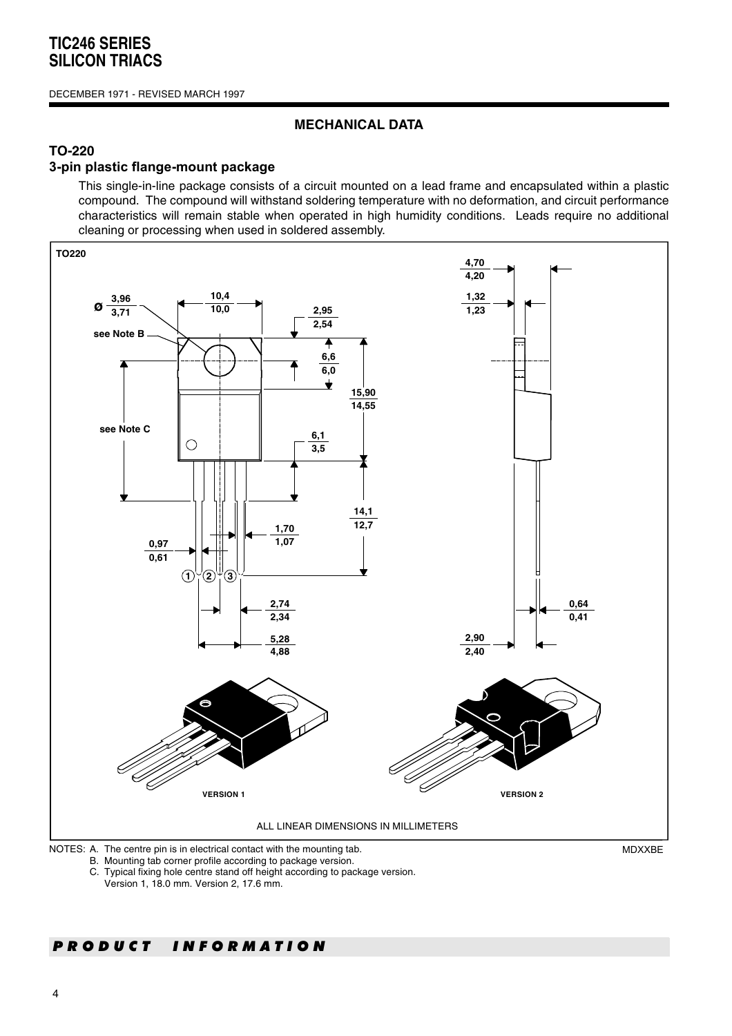## MECHANICAL DATA

### TO-220

### 3-pin plastic flange-mount package

This single-in-line package consists of a circuit mounted on a lead frame and encapsulated within a plastic compound. The compound will withstand soldering temperature with no deformation, and circuit performance characteristics will remain stable when operated in high humidity conditions. Leads require no additional cleaning or processing when used in soldered assembly.

ALL LINEAR DIMENSIONS IN MILLIMETERS

NOTES:
A. The centre pin is in electrical contact with the mounting tab.
B. Mounting tab corner profile according to package version.
C. Typical fixing hole centre stand off height according to package version. Version 1, 18.0 mm. Version 2, 17.6 mm.

MDXXBE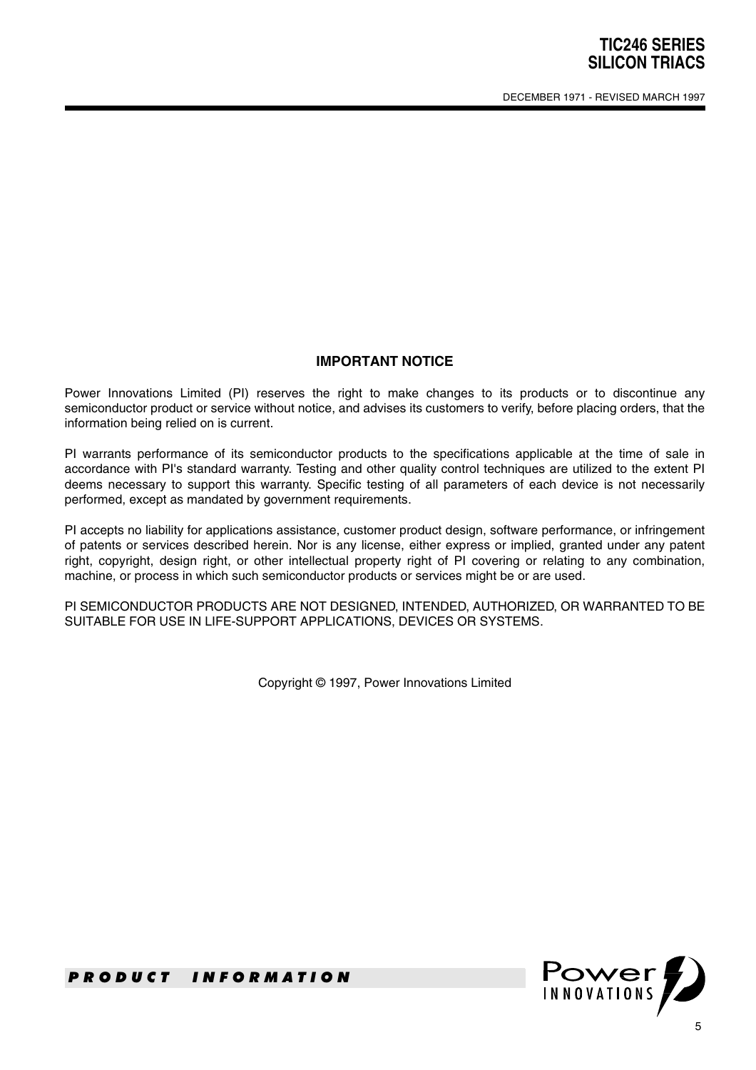## IMPORTANT NOTICE

Power Innovations Limited (PI) reserves the right to make changes to its products or to discontinue any semiconductor product or service without notice, and advises its customers to verify, before placing orders, that the information being relied on is current.

PI warrants performance of its semiconductor products to the specifications applicable at the time of sale in accordance with PI's standard warranty. Testing and other quality control techniques are utilized to the extent PI deems necessary to support this warranty. Specific testing of all parameters of each device is not necessarily performed, except as mandated by government requirements.

PI accepts no liability for applications assistance, customer product design, software performance, or infringement of patents or services described herein. Nor is any license, either express or implied, granted under any patent right, copyright, design right, or other intellectual property right of PI covering or relating to any combination, machine, or process in which such semiconductor products or services might be or are used.

PI SEMICONDUCTOR PRODUCTS ARE NOT DESIGNED, INTENDED, AUTHORIZED, OR WARRANTED TO BE SUITABLE FOR USE IN LIFE-SUPPORT APPLICATIONS, DEVICES OR SYSTEMS.

Copyright © 1997, Power Innovations Limited